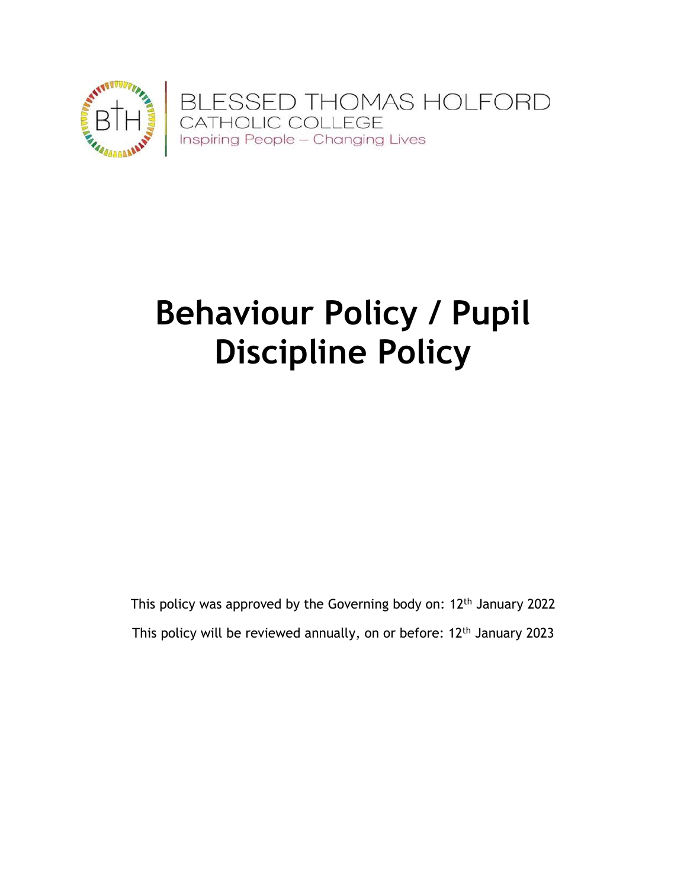BLESSED THOMAS HOLFORD
CATHOLIC COLLEGE
Inspiring People – Changing Lives

# Behaviour Policy / Pupil Discipline Policy

This policy was approved by the Governing body on: 12th January 2022

This policy will be reviewed annually, on or before: 12th January 2023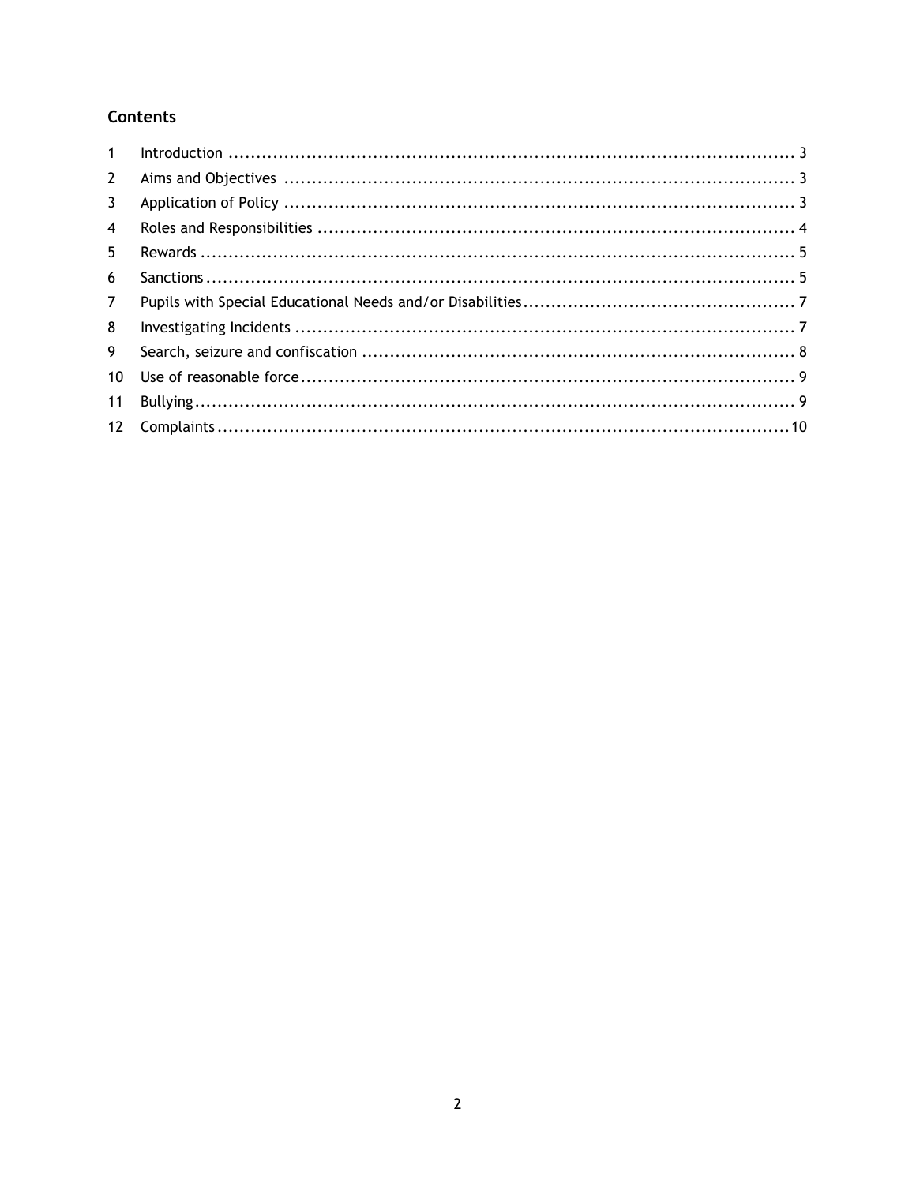## Contents

| | | |
|---|---|---|
| 1 | Introduction | 3 |
| 2 | Aims and Objectives | 3 |
| 3 | Application of Policy | 3 |
| 4 | Roles and Responsibilities | 4 |
| 5 | Rewards | 5 |
| 6 | Sanctions | 5 |
| 7 | Pupils with Special Educational Needs and/or Disabilities | 7 |
| 8 | Investigating Incidents | 7 |
| 9 | Search, seizure and confiscation | 8 |
| 10 | Use of reasonable force | 9 |
| 11 | Bullying | 9 |
| 12 | Complaints | 10 |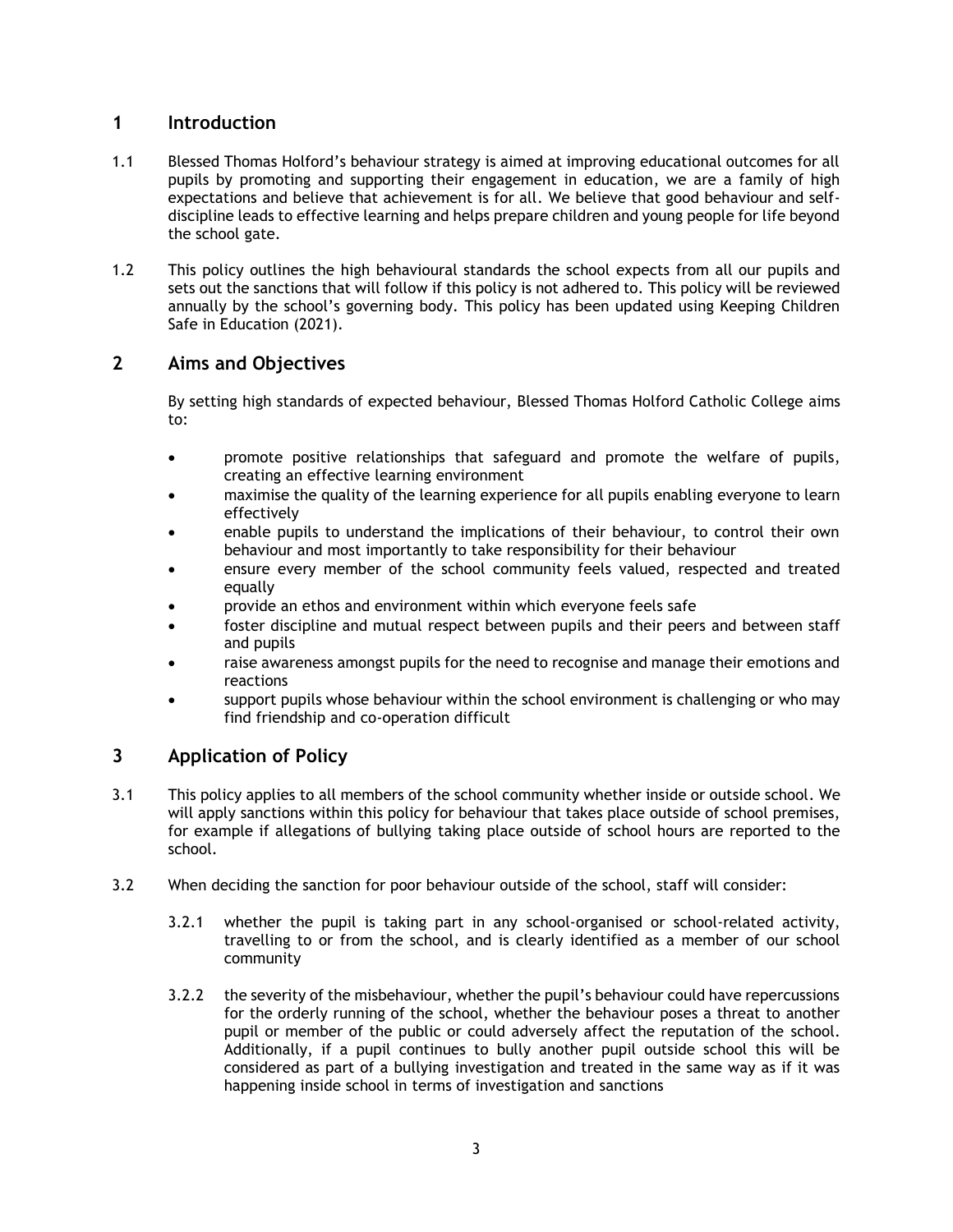## 1 Introduction

1.1 Blessed Thomas Holford's behaviour strategy is aimed at improving educational outcomes for all pupils by promoting and supporting their engagement in education, we are a family of high expectations and believe that achievement is for all. We believe that good behaviour and self-discipline leads to effective learning and helps prepare children and young people for life beyond the school gate.

1.2 This policy outlines the high behavioural standards the school expects from all our pupils and sets out the sanctions that will follow if this policy is not adhered to. This policy will be reviewed annually by the school's governing body. This policy has been updated using Keeping Children Safe in Education (2021).

## 2 Aims and Objectives

By setting high standards of expected behaviour, Blessed Thomas Holford Catholic College aims to:

- promote positive relationships that safeguard and promote the welfare of pupils, creating an effective learning environment
- maximise the quality of the learning experience for all pupils enabling everyone to learn effectively
- enable pupils to understand the implications of their behaviour, to control their own behaviour and most importantly to take responsibility for their behaviour
- ensure every member of the school community feels valued, respected and treated equally
- provide an ethos and environment within which everyone feels safe
- foster discipline and mutual respect between pupils and their peers and between staff and pupils
- raise awareness amongst pupils for the need to recognise and manage their emotions and reactions
- support pupils whose behaviour within the school environment is challenging or who may find friendship and co-operation difficult

## 3 Application of Policy

3.1 This policy applies to all members of the school community whether inside or outside school. We will apply sanctions within this policy for behaviour that takes place outside of school premises, for example if allegations of bullying taking place outside of school hours are reported to the school.

3.2 When deciding the sanction for poor behaviour outside of the school, staff will consider:

3.2.1 whether the pupil is taking part in any school-organised or school-related activity, travelling to or from the school, and is clearly identified as a member of our school community

3.2.2 the severity of the misbehaviour, whether the pupil's behaviour could have repercussions for the orderly running of the school, whether the behaviour poses a threat to another pupil or member of the public or could adversely affect the reputation of the school. Additionally, if a pupil continues to bully another pupil outside school this will be considered as part of a bullying investigation and treated in the same way as if it was happening inside school in terms of investigation and sanctions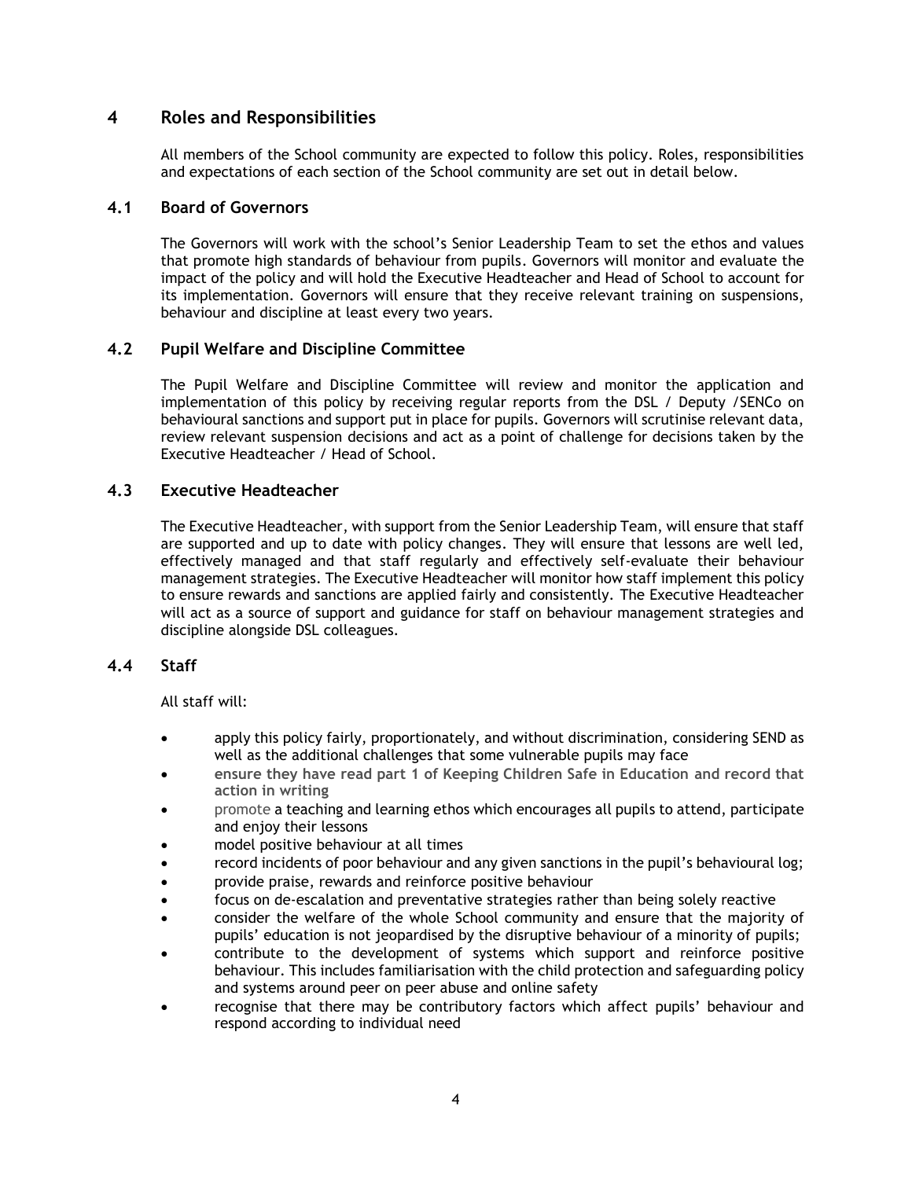## 4 Roles and Responsibilities

All members of the School community are expected to follow this policy. Roles, responsibilities and expectations of each section of the School community are set out in detail below.

### 4.1 Board of Governors

The Governors will work with the school's Senior Leadership Team to set the ethos and values that promote high standards of behaviour from pupils. Governors will monitor and evaluate the impact of the policy and will hold the Executive Headteacher and Head of School to account for its implementation. Governors will ensure that they receive relevant training on suspensions, behaviour and discipline at least every two years.

### 4.2 Pupil Welfare and Discipline Committee

The Pupil Welfare and Discipline Committee will review and monitor the application and implementation of this policy by receiving regular reports from the DSL / Deputy /SENCo on behavioural sanctions and support put in place for pupils. Governors will scrutinise relevant data, review relevant suspension decisions and act as a point of challenge for decisions taken by the Executive Headteacher / Head of School.

### 4.3 Executive Headteacher

The Executive Headteacher, with support from the Senior Leadership Team, will ensure that staff are supported and up to date with policy changes. They will ensure that lessons are well led, effectively managed and that staff regularly and effectively self-evaluate their behaviour management strategies. The Executive Headteacher will monitor how staff implement this policy to ensure rewards and sanctions are applied fairly and consistently. The Executive Headteacher will act as a source of support and guidance for staff on behaviour management strategies and discipline alongside DSL colleagues.

### 4.4 Staff

All staff will:

- apply this policy fairly, proportionately, and without discrimination, considering SEND as well as the additional challenges that some vulnerable pupils may face
- **ensure they have read part 1 of Keeping Children Safe in Education and record that action in writing**
- promote a teaching and learning ethos which encourages all pupils to attend, participate and enjoy their lessons
- model positive behaviour at all times
- record incidents of poor behaviour and any given sanctions in the pupil's behavioural log;
- provide praise, rewards and reinforce positive behaviour
- focus on de-escalation and preventative strategies rather than being solely reactive
- consider the welfare of the whole School community and ensure that the majority of pupils' education is not jeopardised by the disruptive behaviour of a minority of pupils;
- contribute to the development of systems which support and reinforce positive behaviour. This includes familiarisation with the child protection and safeguarding policy and systems around peer on peer abuse and online safety
- recognise that there may be contributory factors which affect pupils' behaviour and respond according to individual need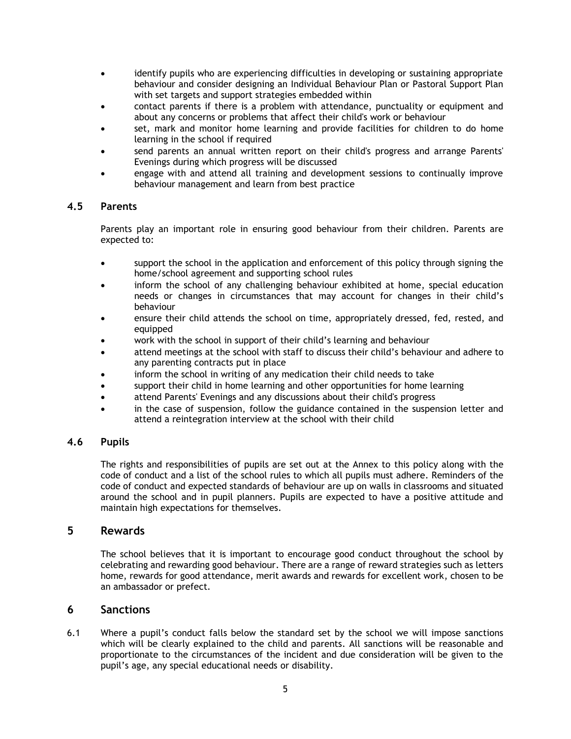- identify pupils who are experiencing difficulties in developing or sustaining appropriate behaviour and consider designing an Individual Behaviour Plan or Pastoral Support Plan with set targets and support strategies embedded within
- contact parents if there is a problem with attendance, punctuality or equipment and about any concerns or problems that affect their child's work or behaviour
- set, mark and monitor home learning and provide facilities for children to do home learning in the school if required
- send parents an annual written report on their child's progress and arrange Parents' Evenings during which progress will be discussed
- engage with and attend all training and development sessions to continually improve behaviour management and learn from best practice

### 4.5 Parents

Parents play an important role in ensuring good behaviour from their children. Parents are expected to:

- support the school in the application and enforcement of this policy through signing the home/school agreement and supporting school rules
- inform the school of any challenging behaviour exhibited at home, special education needs or changes in circumstances that may account for changes in their child's behaviour
- ensure their child attends the school on time, appropriately dressed, fed, rested, and equipped
- work with the school in support of their child's learning and behaviour
- attend meetings at the school with staff to discuss their child's behaviour and adhere to any parenting contracts put in place
- inform the school in writing of any medication their child needs to take
- support their child in home learning and other opportunities for home learning
- attend Parents' Evenings and any discussions about their child's progress
- in the case of suspension, follow the guidance contained in the suspension letter and attend a reintegration interview at the school with their child

### 4.6 Pupils

The rights and responsibilities of pupils are set out at the Annex to this policy along with the code of conduct and a list of the school rules to which all pupils must adhere. Reminders of the code of conduct and expected standards of behaviour are up on walls in classrooms and situated around the school and in pupil planners. Pupils are expected to have a positive attitude and maintain high expectations for themselves.

## 5 Rewards

The school believes that it is important to encourage good conduct throughout the school by celebrating and rewarding good behaviour. There are a range of reward strategies such as letters home, rewards for good attendance, merit awards and rewards for excellent work, chosen to be an ambassador or prefect.

## 6 Sanctions

6.1 Where a pupil's conduct falls below the standard set by the school we will impose sanctions which will be clearly explained to the child and parents. All sanctions will be reasonable and proportionate to the circumstances of the incident and due consideration will be given to the pupil's age, any special educational needs or disability.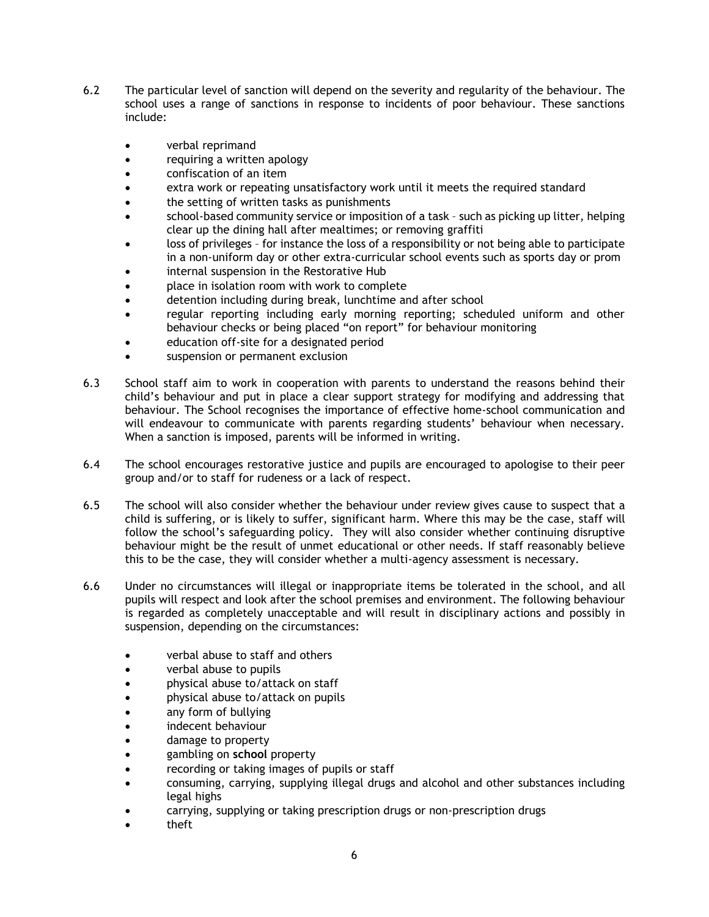6.2 The particular level of sanction will depend on the severity and regularity of the behaviour. The school uses a range of sanctions in response to incidents of poor behaviour. These sanctions include:

- verbal reprimand
- requiring a written apology
- confiscation of an item
- extra work or repeating unsatisfactory work until it meets the required standard
- the setting of written tasks as punishments
- school-based community service or imposition of a task – such as picking up litter, helping clear up the dining hall after mealtimes; or removing graffiti
- loss of privileges – for instance the loss of a responsibility or not being able to participate in a non-uniform day or other extra-curricular school events such as sports day or prom
- internal suspension in the Restorative Hub
- place in isolation room with work to complete
- detention including during break, lunchtime and after school
- regular reporting including early morning reporting; scheduled uniform and other behaviour checks or being placed "on report" for behaviour monitoring
- education off-site for a designated period
- suspension or permanent exclusion

6.3 School staff aim to work in cooperation with parents to understand the reasons behind their child's behaviour and put in place a clear support strategy for modifying and addressing that behaviour. The School recognises the importance of effective home-school communication and will endeavour to communicate with parents regarding students' behaviour when necessary. When a sanction is imposed, parents will be informed in writing.

6.4 The school encourages restorative justice and pupils are encouraged to apologise to their peer group and/or to staff for rudeness or a lack of respect.

6.5 The school will also consider whether the behaviour under review gives cause to suspect that a child is suffering, or is likely to suffer, significant harm. Where this may be the case, staff will follow the school's safeguarding policy. They will also consider whether continuing disruptive behaviour might be the result of unmet educational or other needs. If staff reasonably believe this to be the case, they will consider whether a multi-agency assessment is necessary.

6.6 Under no circumstances will illegal or inappropriate items be tolerated in the school, and all pupils will respect and look after the school premises and environment. The following behaviour is regarded as completely unacceptable and will result in disciplinary actions and possibly in suspension, depending on the circumstances:

- verbal abuse to staff and others
- verbal abuse to pupils
- physical abuse to/attack on staff
- physical abuse to/attack on pupils
- any form of bullying
- indecent behaviour
- damage to property
- gambling on **school** property
- recording or taking images of pupils or staff
- consuming, carrying, supplying illegal drugs and alcohol and other substances including legal highs
- carrying, supplying or taking prescription drugs or non-prescription drugs
- theft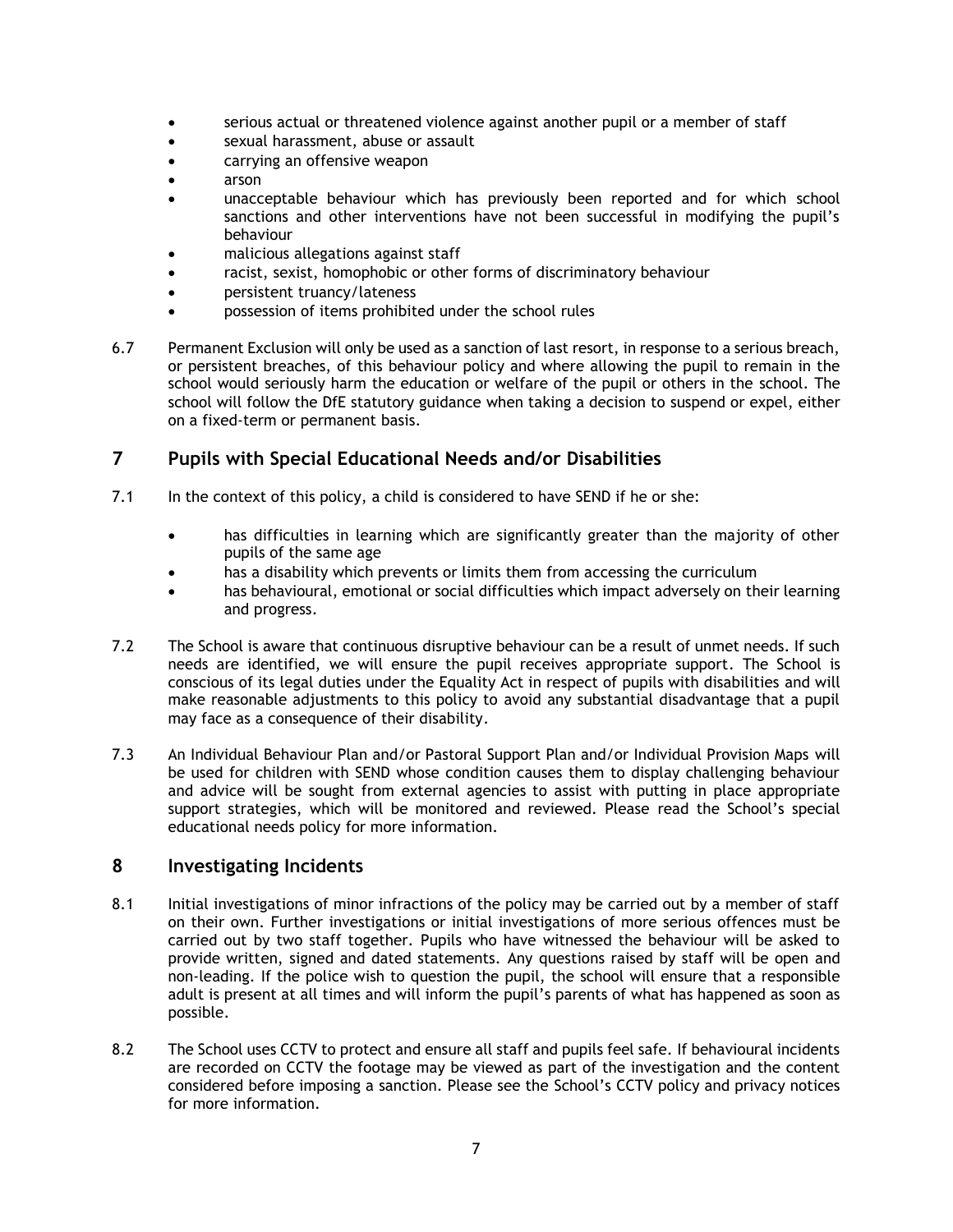- serious actual or threatened violence against another pupil or a member of staff
- sexual harassment, abuse or assault
- carrying an offensive weapon
- arson
- unacceptable behaviour which has previously been reported and for which school sanctions and other interventions have not been successful in modifying the pupil's behaviour
- malicious allegations against staff
- racist, sexist, homophobic or other forms of discriminatory behaviour
- persistent truancy/lateness
- possession of items prohibited under the school rules

6.7 Permanent Exclusion will only be used as a sanction of last resort, in response to a serious breach, or persistent breaches, of this behaviour policy and where allowing the pupil to remain in the school would seriously harm the education or welfare of the pupil or others in the school. The school will follow the DfE statutory guidance when taking a decision to suspend or expel, either on a fixed-term or permanent basis.

## 7 Pupils with Special Educational Needs and/or Disabilities

7.1 In the context of this policy, a child is considered to have SEND if he or she:

- has difficulties in learning which are significantly greater than the majority of other pupils of the same age
- has a disability which prevents or limits them from accessing the curriculum
- has behavioural, emotional or social difficulties which impact adversely on their learning and progress.

7.2 The School is aware that continuous disruptive behaviour can be a result of unmet needs. If such needs are identified, we will ensure the pupil receives appropriate support. The School is conscious of its legal duties under the Equality Act in respect of pupils with disabilities and will make reasonable adjustments to this policy to avoid any substantial disadvantage that a pupil may face as a consequence of their disability.

7.3 An Individual Behaviour Plan and/or Pastoral Support Plan and/or Individual Provision Maps will be used for children with SEND whose condition causes them to display challenging behaviour and advice will be sought from external agencies to assist with putting in place appropriate support strategies, which will be monitored and reviewed. Please read the School's special educational needs policy for more information.

## 8 Investigating Incidents

8.1 Initial investigations of minor infractions of the policy may be carried out by a member of staff on their own. Further investigations or initial investigations of more serious offences must be carried out by two staff together. Pupils who have witnessed the behaviour will be asked to provide written, signed and dated statements. Any questions raised by staff will be open and non-leading. If the police wish to question the pupil, the school will ensure that a responsible adult is present at all times and will inform the pupil's parents of what has happened as soon as possible.

8.2 The School uses CCTV to protect and ensure all staff and pupils feel safe. If behavioural incidents are recorded on CCTV the footage may be viewed as part of the investigation and the content considered before imposing a sanction. Please see the School's CCTV policy and privacy notices for more information.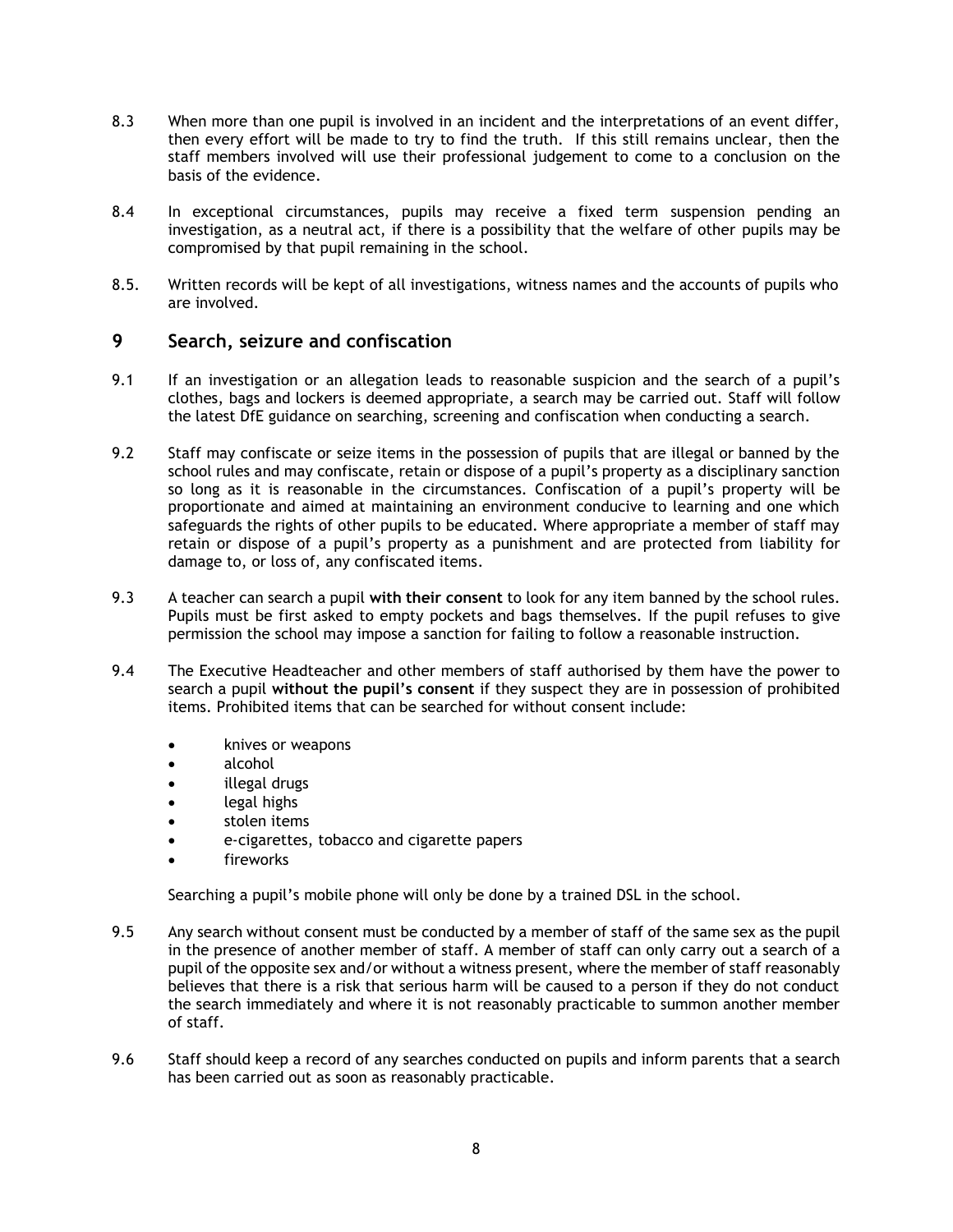8.3 When more than one pupil is involved in an incident and the interpretations of an event differ, then every effort will be made to try to find the truth. If this still remains unclear, then the staff members involved will use their professional judgement to come to a conclusion on the basis of the evidence.

8.4 In exceptional circumstances, pupils may receive a fixed term suspension pending an investigation, as a neutral act, if there is a possibility that the welfare of other pupils may be compromised by that pupil remaining in the school.

8.5. Written records will be kept of all investigations, witness names and the accounts of pupils who are involved.

## 9 Search, seizure and confiscation

9.1 If an investigation or an allegation leads to reasonable suspicion and the search of a pupil's clothes, bags and lockers is deemed appropriate, a search may be carried out. Staff will follow the latest DfE guidance on searching, screening and confiscation when conducting a search.

9.2 Staff may confiscate or seize items in the possession of pupils that are illegal or banned by the school rules and may confiscate, retain or dispose of a pupil's property as a disciplinary sanction so long as it is reasonable in the circumstances. Confiscation of a pupil's property will be proportionate and aimed at maintaining an environment conducive to learning and one which safeguards the rights of other pupils to be educated. Where appropriate a member of staff may retain or dispose of a pupil's property as a punishment and are protected from liability for damage to, or loss of, any confiscated items.

9.3 A teacher can search a pupil **with their consent** to look for any item banned by the school rules. Pupils must be first asked to empty pockets and bags themselves. If the pupil refuses to give permission the school may impose a sanction for failing to follow a reasonable instruction.

9.4 The Executive Headteacher and other members of staff authorised by them have the power to search a pupil **without the pupil's consent** if they suspect they are in possession of prohibited items. Prohibited items that can be searched for without consent include:

- knives or weapons
- alcohol
- illegal drugs
- legal highs
- stolen items
- e-cigarettes, tobacco and cigarette papers
- fireworks

Searching a pupil's mobile phone will only be done by a trained DSL in the school.

9.5 Any search without consent must be conducted by a member of staff of the same sex as the pupil in the presence of another member of staff. A member of staff can only carry out a search of a pupil of the opposite sex and/or without a witness present, where the member of staff reasonably believes that there is a risk that serious harm will be caused to a person if they do not conduct the search immediately and where it is not reasonably practicable to summon another member of staff.

9.6 Staff should keep a record of any searches conducted on pupils and inform parents that a search has been carried out as soon as reasonably practicable.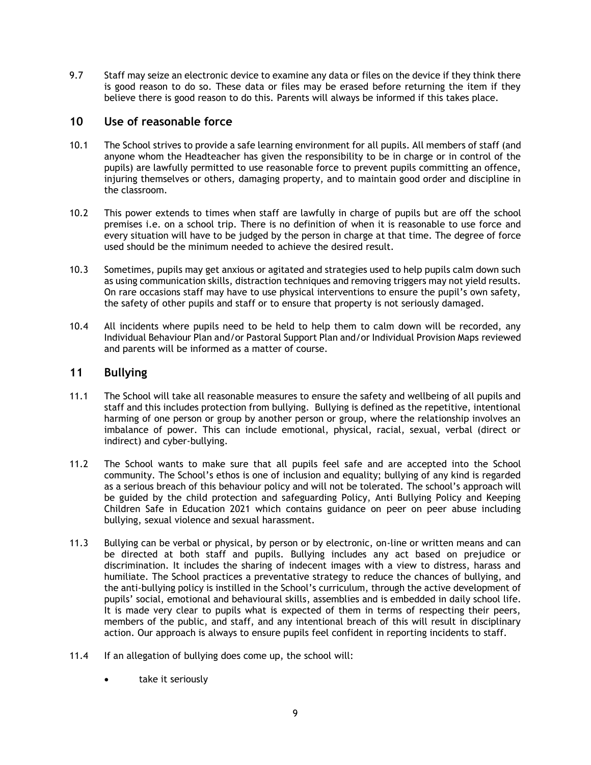9.7 Staff may seize an electronic device to examine any data or files on the device if they think there is good reason to do so. These data or files may be erased before returning the item if they believe there is good reason to do this. Parents will always be informed if this takes place.

## 10 Use of reasonable force

10.1 The School strives to provide a safe learning environment for all pupils. All members of staff (and anyone whom the Headteacher has given the responsibility to be in charge or in control of the pupils) are lawfully permitted to use reasonable force to prevent pupils committing an offence, injuring themselves or others, damaging property, and to maintain good order and discipline in the classroom.

10.2 This power extends to times when staff are lawfully in charge of pupils but are off the school premises i.e. on a school trip. There is no definition of when it is reasonable to use force and every situation will have to be judged by the person in charge at that time. The degree of force used should be the minimum needed to achieve the desired result.

10.3 Sometimes, pupils may get anxious or agitated and strategies used to help pupils calm down such as using communication skills, distraction techniques and removing triggers may not yield results. On rare occasions staff may have to use physical interventions to ensure the pupil's own safety, the safety of other pupils and staff or to ensure that property is not seriously damaged.

10.4 All incidents where pupils need to be held to help them to calm down will be recorded, any Individual Behaviour Plan and/or Pastoral Support Plan and/or Individual Provision Maps reviewed and parents will be informed as a matter of course.

## 11 Bullying

11.1 The School will take all reasonable measures to ensure the safety and wellbeing of all pupils and staff and this includes protection from bullying. Bullying is defined as the repetitive, intentional harming of one person or group by another person or group, where the relationship involves an imbalance of power. This can include emotional, physical, racial, sexual, verbal (direct or indirect) and cyber-bullying.

11.2 The School wants to make sure that all pupils feel safe and are accepted into the School community. The School's ethos is one of inclusion and equality; bullying of any kind is regarded as a serious breach of this behaviour policy and will not be tolerated. The school's approach will be guided by the child protection and safeguarding Policy, Anti Bullying Policy and Keeping Children Safe in Education 2021 which contains guidance on peer on peer abuse including bullying, sexual violence and sexual harassment.

11.3 Bullying can be verbal or physical, by person or by electronic, on-line or written means and can be directed at both staff and pupils. Bullying includes any act based on prejudice or discrimination. It includes the sharing of indecent images with a view to distress, harass and humiliate. The School practices a preventative strategy to reduce the chances of bullying, and the anti-bullying policy is instilled in the School's curriculum, through the active development of pupils' social, emotional and behavioural skills, assemblies and is embedded in daily school life. It is made very clear to pupils what is expected of them in terms of respecting their peers, members of the public, and staff, and any intentional breach of this will result in disciplinary action. Our approach is always to ensure pupils feel confident in reporting incidents to staff.

11.4 If an allegation of bullying does come up, the school will:

- take it seriously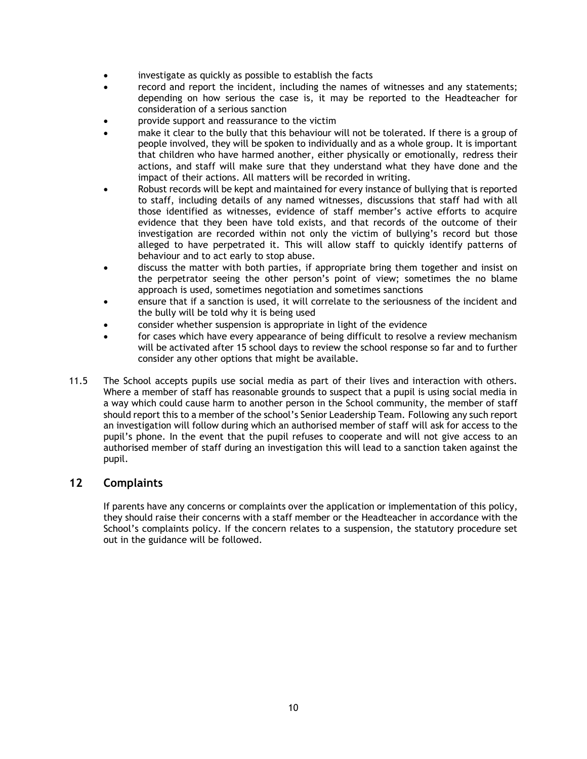- investigate as quickly as possible to establish the facts
- record and report the incident, including the names of witnesses and any statements; depending on how serious the case is, it may be reported to the Headteacher for consideration of a serious sanction
- provide support and reassurance to the victim
- make it clear to the bully that this behaviour will not be tolerated. If there is a group of people involved, they will be spoken to individually and as a whole group. It is important that children who have harmed another, either physically or emotionally, redress their actions, and staff will make sure that they understand what they have done and the impact of their actions. All matters will be recorded in writing.
- Robust records will be kept and maintained for every instance of bullying that is reported to staff, including details of any named witnesses, discussions that staff had with all those identified as witnesses, evidence of staff member's active efforts to acquire evidence that they been have told exists, and that records of the outcome of their investigation are recorded within not only the victim of bullying's record but those alleged to have perpetrated it. This will allow staff to quickly identify patterns of behaviour and to act early to stop abuse.
- discuss the matter with both parties, if appropriate bring them together and insist on the perpetrator seeing the other person's point of view; sometimes the no blame approach is used, sometimes negotiation and sometimes sanctions
- ensure that if a sanction is used, it will correlate to the seriousness of the incident and the bully will be told why it is being used
- consider whether suspension is appropriate in light of the evidence
- for cases which have every appearance of being difficult to resolve a review mechanism will be activated after 15 school days to review the school response so far and to further consider any other options that might be available.

11.5 The School accepts pupils use social media as part of their lives and interaction with others. Where a member of staff has reasonable grounds to suspect that a pupil is using social media in a way which could cause harm to another person in the School community, the member of staff should report this to a member of the school's Senior Leadership Team. Following any such report an investigation will follow during which an authorised member of staff will ask for access to the pupil's phone. In the event that the pupil refuses to cooperate and will not give access to an authorised member of staff during an investigation this will lead to a sanction taken against the pupil.

## 12 Complaints

If parents have any concerns or complaints over the application or implementation of this policy, they should raise their concerns with a staff member or the Headteacher in accordance with the School's complaints policy. If the concern relates to a suspension, the statutory procedure set out in the guidance will be followed.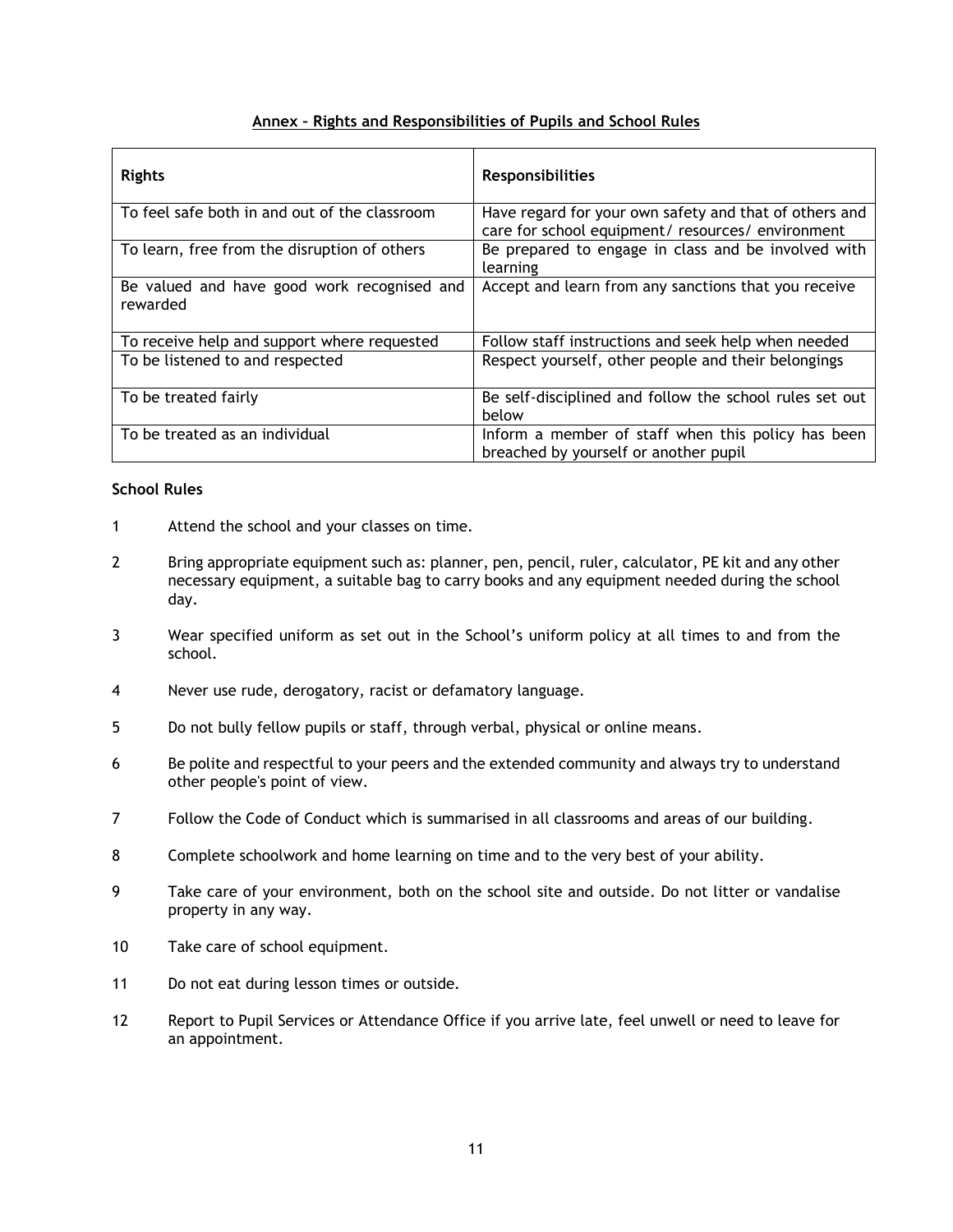## Annex – Rights and Responsibilities of Pupils and School Rules

| Rights | Responsibilities |
|---|---|
| To feel safe both in and out of the classroom | Have regard for your own safety and that of others and care for school equipment/ resources/ environment |
| To learn, free from the disruption of others | Be prepared to engage in class and be involved with learning |
| Be valued and have good work recognised and rewarded | Accept and learn from any sanctions that you receive |
| To receive help and support where requested | Follow staff instructions and seek help when needed |
| To be listened to and respected | Respect yourself, other people and their belongings |
| To be treated fairly | Be self-disciplined and follow the school rules set out below |
| To be treated as an individual | Inform a member of staff when this policy has been breached by yourself or another pupil |

**School Rules**

1. Attend the school and your classes on time.
2. Bring appropriate equipment such as: planner, pen, pencil, ruler, calculator, PE kit and any other necessary equipment, a suitable bag to carry books and any equipment needed during the school day.
3. Wear specified uniform as set out in the School's uniform policy at all times to and from the school.
4. Never use rude, derogatory, racist or defamatory language.
5. Do not bully fellow pupils or staff, through verbal, physical or online means.
6. Be polite and respectful to your peers and the extended community and always try to understand other people's point of view.
7. Follow the Code of Conduct which is summarised in all classrooms and areas of our building.
8. Complete schoolwork and home learning on time and to the very best of your ability.
9. Take care of your environment, both on the school site and outside. Do not litter or vandalise property in any way.
10. Take care of school equipment.
11. Do not eat during lesson times or outside.
12. Report to Pupil Services or Attendance Office if you arrive late, feel unwell or need to leave for an appointment.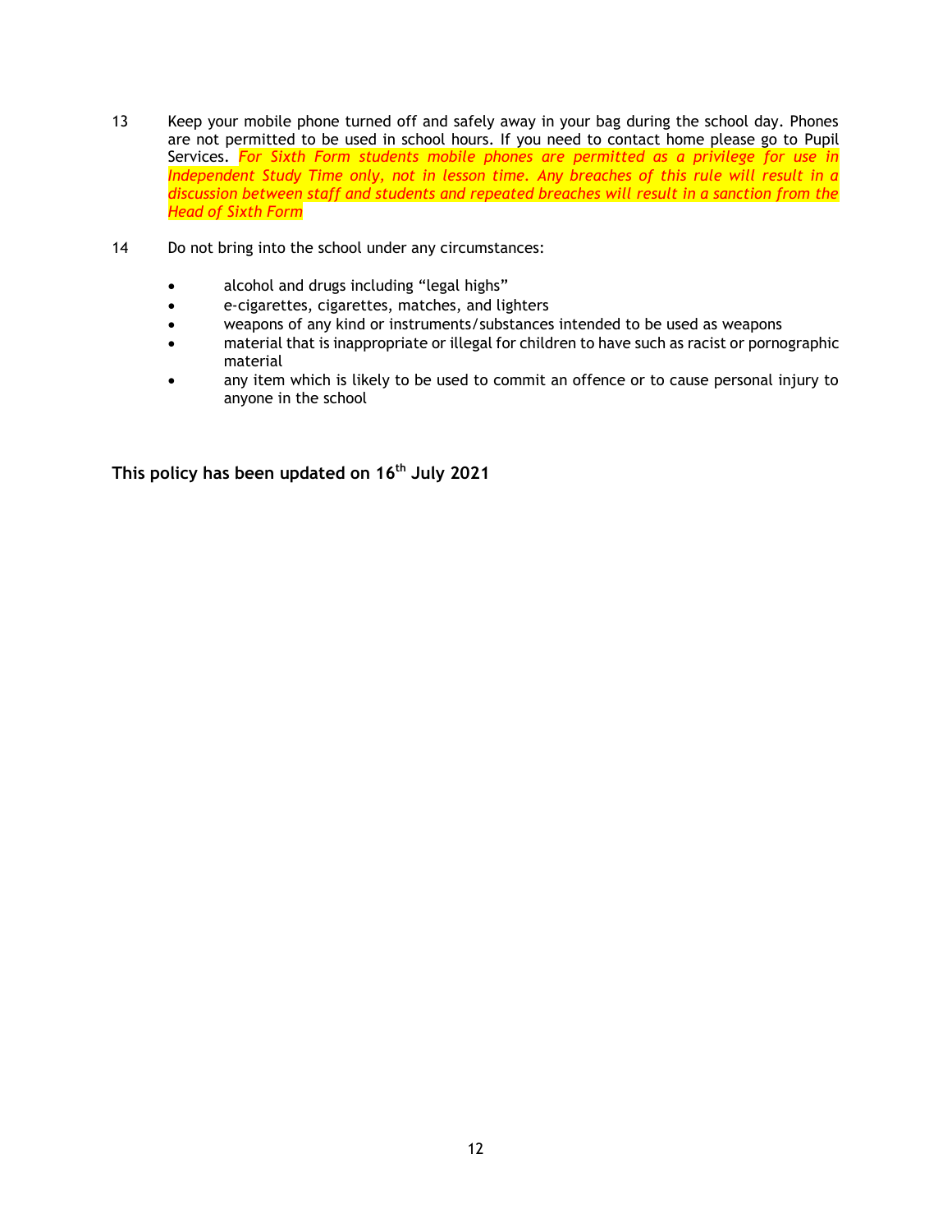13 Keep your mobile phone turned off and safely away in your bag during the school day. Phones are not permitted to be used in school hours. If you need to contact home please go to Pupil Services. *For Sixth Form students mobile phones are permitted as a privilege for use in Independent Study Time only, not in lesson time. Any breaches of this rule will result in a discussion between staff and students and repeated breaches will result in a sanction from the Head of Sixth Form*

14 Do not bring into the school under any circumstances:

- alcohol and drugs including "legal highs"
- e-cigarettes, cigarettes, matches, and lighters
- weapons of any kind or instruments/substances intended to be used as weapons
- material that is inappropriate or illegal for children to have such as racist or pornographic material
- any item which is likely to be used to commit an offence or to cause personal injury to anyone in the school

**This policy has been updated on 16th July 2021**